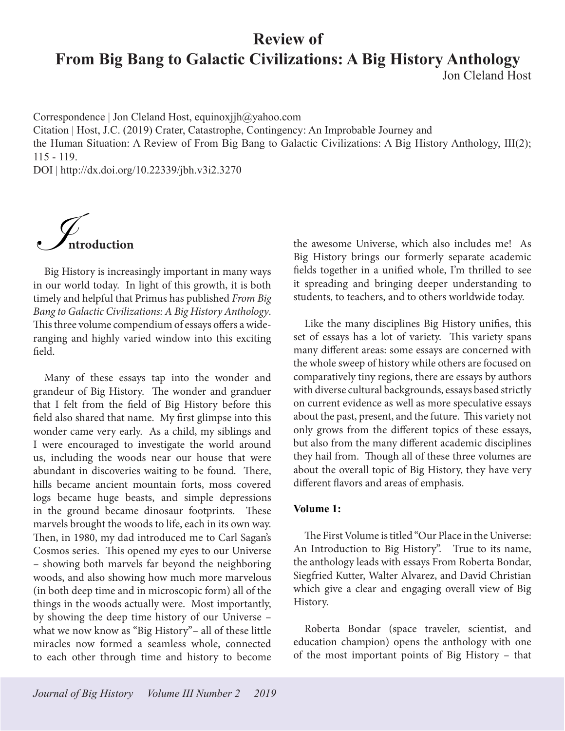# Review of From Big Bang to Galactic Civilizations: A Big History Anthology

Jon Cleland Host

Correspondence | Jon Cleland Host, equinoxjjh@yahoo.com
Citation | Host, J.C. (2019) Crater, Catastrophe, Contingency: An Improbable Journey and the Human Situation: A Review of From Big Bang to Galactic Civilizations: A Big History Anthology, III(2); 115 - 119.
DOI | http://dx.doi.org/10.22339/jbh.v3i2.3270

## Introduction

Big History is increasingly important in many ways in our world today. In light of this growth, it is both timely and helpful that Primus has published *From Big Bang to Galactic Civilizations: A Big History Anthology*. This three volume compendium of essays offers a wide-ranging and highly varied window into this exciting field.

Many of these essays tap into the wonder and grandeur of Big History. The wonder and granduer that I felt from the field of Big History before this field also shared that name. My first glimpse into this wonder came very early. As a child, my siblings and I were encouraged to investigate the world around us, including the woods near our house that were abundant in discoveries waiting to be found. There, hills became ancient mountain forts, moss covered logs became huge beasts, and simple depressions in the ground became dinosaur footprints. These marvels brought the woods to life, each in its own way. Then, in 1980, my dad introduced me to Carl Sagan's Cosmos series. This opened my eyes to our Universe – showing both marvels far beyond the neighboring woods, and also showing how much more marvelous (in both deep time and in microscopic form) all of the things in the woods actually were. Most importantly, by showing the deep time history of our Universe – what we now know as "Big History"– all of these little miracles now formed a seamless whole, connected to each other through time and history to become the awesome Universe, which also includes me! As Big History brings our formerly separate academic fields together in a unified whole, I'm thrilled to see it spreading and bringing deeper understanding to students, to teachers, and to others worldwide today.

Like the many disciplines Big History unifies, this set of essays has a lot of variety. This variety spans many different areas: some essays are concerned with the whole sweep of history while others are focused on comparatively tiny regions, there are essays by authors with diverse cultural backgrounds, essays based strictly on current evidence as well as more speculative essays about the past, present, and the future. This variety not only grows from the different topics of these essays, but also from the many different academic disciplines they hail from. Though all of these three volumes are about the overall topic of Big History, they have very different flavors and areas of emphasis.

**Volume 1:**

The First Volume is titled "Our Place in the Universe: An Introduction to Big History". True to its name, the anthology leads with essays From Roberta Bondar, Siegfried Kutter, Walter Alvarez, and David Christian which give a clear and engaging overall view of Big History.

Roberta Bondar (space traveler, scientist, and education champion) opens the anthology with one of the most important points of Big History – that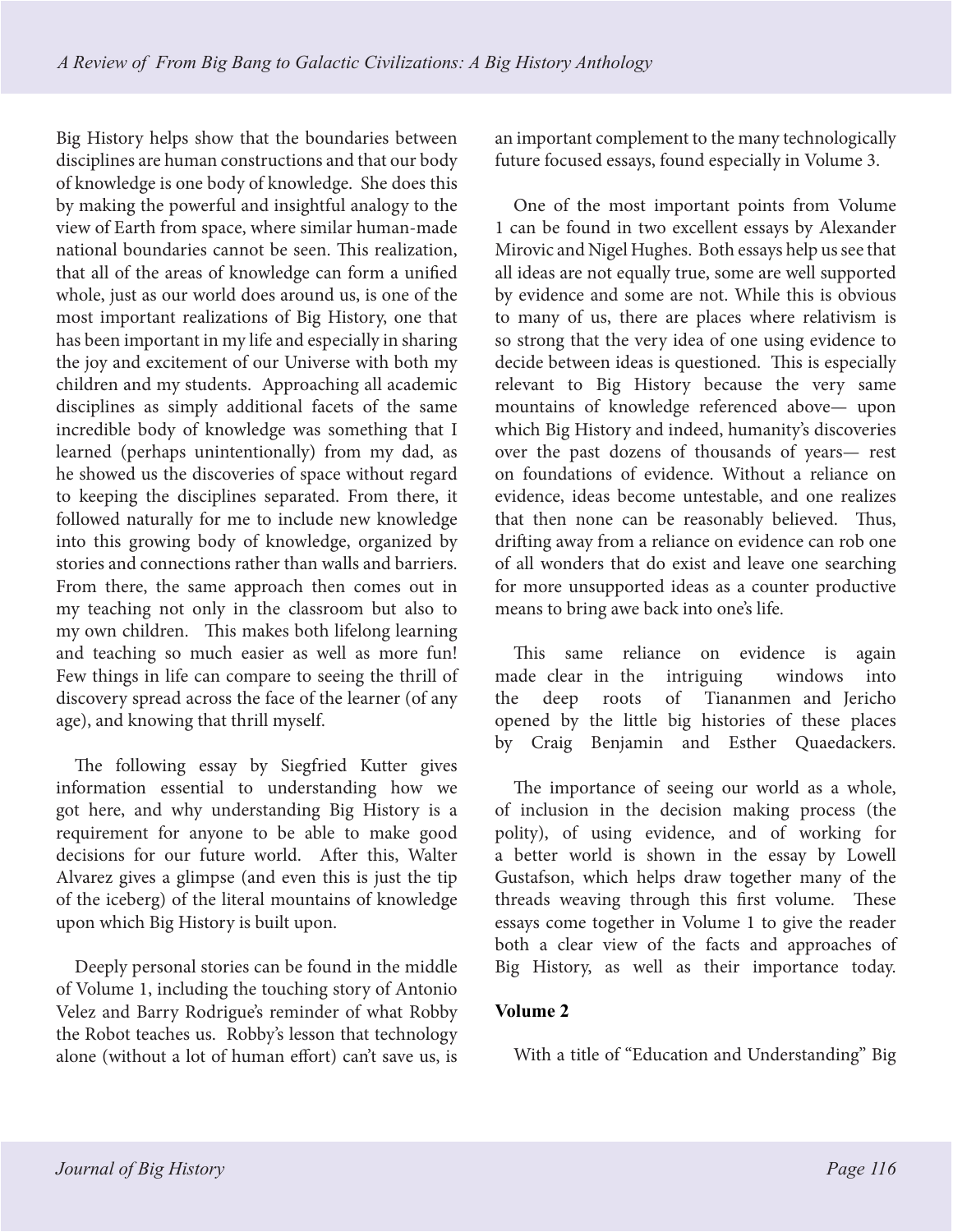Big History helps show that the boundaries between disciplines are human constructions and that our body of knowledge is one body of knowledge. She does this by making the powerful and insightful analogy to the view of Earth from space, where similar human-made national boundaries cannot be seen. This realization, that all of the areas of knowledge can form a unified whole, just as our world does around us, is one of the most important realizations of Big History, one that has been important in my life and especially in sharing the joy and excitement of our Universe with both my children and my students. Approaching all academic disciplines as simply additional facets of the same incredible body of knowledge was something that I learned (perhaps unintentionally) from my dad, as he showed us the discoveries of space without regard to keeping the disciplines separated. From there, it followed naturally for me to include new knowledge into this growing body of knowledge, organized by stories and connections rather than walls and barriers. From there, the same approach then comes out in my teaching not only in the classroom but also to my own children. This makes both lifelong learning and teaching so much easier as well as more fun! Few things in life can compare to seeing the thrill of discovery spread across the face of the learner (of any age), and knowing that thrill myself.

The following essay by Siegfried Kutter gives information essential to understanding how we got here, and why understanding Big History is a requirement for anyone to be able to make good decisions for our future world. After this, Walter Alvarez gives a glimpse (and even this is just the tip of the iceberg) of the literal mountains of knowledge upon which Big History is built upon.

Deeply personal stories can be found in the middle of Volume 1, including the touching story of Antonio Velez and Barry Rodrigue's reminder of what Robby the Robot teaches us. Robby's lesson that technology alone (without a lot of human effort) can't save us, is an important complement to the many technologically future focused essays, found especially in Volume 3.

One of the most important points from Volume 1 can be found in two excellent essays by Alexander Mirovic and Nigel Hughes. Both essays help us see that all ideas are not equally true, some are well supported by evidence and some are not. While this is obvious to many of us, there are places where relativism is so strong that the very idea of one using evidence to decide between ideas is questioned. This is especially relevant to Big History because the very same mountains of knowledge referenced above— upon which Big History and indeed, humanity's discoveries over the past dozens of thousands of years— rest on foundations of evidence. Without a reliance on evidence, ideas become untestable, and one realizes that then none can be reasonably believed. Thus, drifting away from a reliance on evidence can rob one of all wonders that do exist and leave one searching for more unsupported ideas as a counter productive means to bring awe back into one's life.

This same reliance on evidence is again made clear in the intriguing windows into the deep roots of Tiananmen and Jericho opened by the little big histories of these places by Craig Benjamin and Esther Quaedackers.

The importance of seeing our world as a whole, of inclusion in the decision making process (the polity), of using evidence, and of working for a better world is shown in the essay by Lowell Gustafson, which helps draw together many of the threads weaving through this first volume. These essays come together in Volume 1 to give the reader both a clear view of the facts and approaches of Big History, as well as their importance today.

**Volume 2**

With a title of "Education and Understanding" Big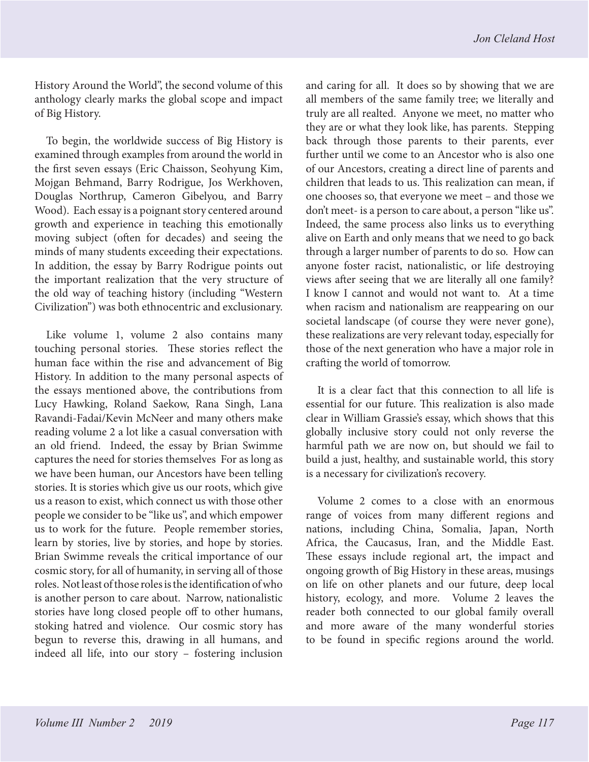History Around the World", the second volume of this anthology clearly marks the global scope and impact of Big History.

To begin, the worldwide success of Big History is examined through examples from around the world in the first seven essays (Eric Chaisson, Seohyung Kim, Mojgan Behmand, Barry Rodrigue, Jos Werkhoven, Douglas Northrup, Cameron Gibelyou, and Barry Wood). Each essay is a poignant story centered around growth and experience in teaching this emotionally moving subject (often for decades) and seeing the minds of many students exceeding their expectations. In addition, the essay by Barry Rodrigue points out the important realization that the very structure of the old way of teaching history (including "Western Civilization") was both ethnocentric and exclusionary.

Like volume 1, volume 2 also contains many touching personal stories. These stories reflect the human face within the rise and advancement of Big History. In addition to the many personal aspects of the essays mentioned above, the contributions from Lucy Hawking, Roland Saekow, Rana Singh, Lana Ravandi-Fadai/Kevin McNeer and many others make reading volume 2 a lot like a casual conversation with an old friend. Indeed, the essay by Brian Swimme captures the need for stories themselves For as long as we have been human, our Ancestors have been telling stories. It is stories which give us our roots, which give us a reason to exist, which connect us with those other people we consider to be "like us", and which empower us to work for the future. People remember stories, learn by stories, live by stories, and hope by stories. Brian Swimme reveals the critical importance of our cosmic story, for all of humanity, in serving all of those roles. Not least of those roles is the identification of who is another person to care about. Narrow, nationalistic stories have long closed people off to other humans, stoking hatred and violence. Our cosmic story has begun to reverse this, drawing in all humans, and indeed all life, into our story – fostering inclusion and caring for all. It does so by showing that we are all members of the same family tree; we literally and truly are all realted. Anyone we meet, no matter who they are or what they look like, has parents. Stepping back through those parents to their parents, ever further until we come to an Ancestor who is also one of our Ancestors, creating a direct line of parents and children that leads to us. This realization can mean, if one chooses so, that everyone we meet – and those we don't meet- is a person to care about, a person "like us". Indeed, the same process also links us to everything alive on Earth and only means that we need to go back through a larger number of parents to do so. How can anyone foster racist, nationalistic, or life destroying views after seeing that we are literally all one family? I know I cannot and would not want to. At a time when racism and nationalism are reappearing on our societal landscape (of course they were never gone), these realizations are very relevant today, especially for those of the next generation who have a major role in crafting the world of tomorrow.

It is a clear fact that this connection to all life is essential for our future. This realization is also made clear in William Grassie's essay, which shows that this globally inclusive story could not only reverse the harmful path we are now on, but should we fail to build a just, healthy, and sustainable world, this story is a necessary for civilization's recovery.

Volume 2 comes to a close with an enormous range of voices from many different regions and nations, including China, Somalia, Japan, North Africa, the Caucasus, Iran, and the Middle East. These essays include regional art, the impact and ongoing growth of Big History in these areas, musings on life on other planets and our future, deep local history, ecology, and more. Volume 2 leaves the reader both connected to our global family overall and more aware of the many wonderful stories to be found in specific regions around the world.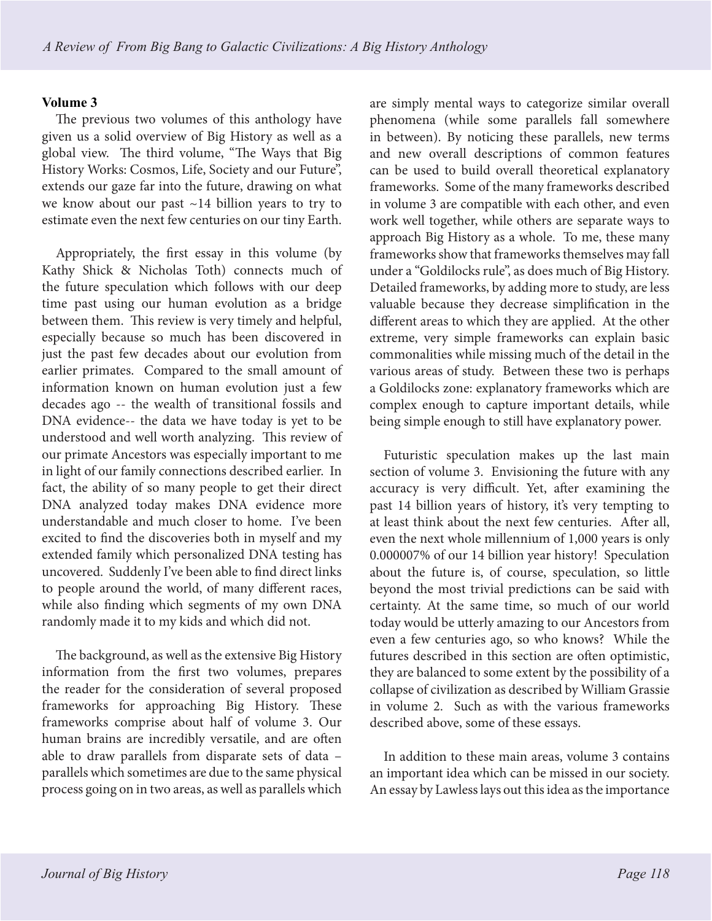## Volume 3

The previous two volumes of this anthology have given us a solid overview of Big History as well as a global view. The third volume, "The Ways that Big History Works: Cosmos, Life, Society and our Future", extends our gaze far into the future, drawing on what we know about our past ~14 billion years to try to estimate even the next few centuries on our tiny Earth.

Appropriately, the first essay in this volume (by Kathy Shick & Nicholas Toth) connects much of the future speculation which follows with our deep time past using our human evolution as a bridge between them. This review is very timely and helpful, especially because so much has been discovered in just the past few decades about our evolution from earlier primates. Compared to the small amount of information known on human evolution just a few decades ago -- the wealth of transitional fossils and DNA evidence-- the data we have today is yet to be understood and well worth analyzing. This review of our primate Ancestors was especially important to me in light of our family connections described earlier. In fact, the ability of so many people to get their direct DNA analyzed today makes DNA evidence more understandable and much closer to home. I've been excited to find the discoveries both in myself and my extended family which personalized DNA testing has uncovered. Suddenly I've been able to find direct links to people around the world, of many different races, while also finding which segments of my own DNA randomly made it to my kids and which did not.

The background, as well as the extensive Big History information from the first two volumes, prepares the reader for the consideration of several proposed frameworks for approaching Big History. These frameworks comprise about half of volume 3. Our human brains are incredibly versatile, and are often able to draw parallels from disparate sets of data – parallels which sometimes are due to the same physical process going on in two areas, as well as parallels which are simply mental ways to categorize similar overall phenomena (while some parallels fall somewhere in between). By noticing these parallels, new terms and new overall descriptions of common features can be used to build overall theoretical explanatory frameworks. Some of the many frameworks described in volume 3 are compatible with each other, and even work well together, while others are separate ways to approach Big History as a whole. To me, these many frameworks show that frameworks themselves may fall under a "Goldilocks rule", as does much of Big History. Detailed frameworks, by adding more to study, are less valuable because they decrease simplification in the different areas to which they are applied. At the other extreme, very simple frameworks can explain basic commonalities while missing much of the detail in the various areas of study. Between these two is perhaps a Goldilocks zone: explanatory frameworks which are complex enough to capture important details, while being simple enough to still have explanatory power.

Futuristic speculation makes up the last main section of volume 3. Envisioning the future with any accuracy is very difficult. Yet, after examining the past 14 billion years of history, it's very tempting to at least think about the next few centuries. After all, even the next whole millennium of 1,000 years is only 0.000007% of our 14 billion year history! Speculation about the future is, of course, speculation, so little beyond the most trivial predictions can be said with certainty. At the same time, so much of our world today would be utterly amazing to our Ancestors from even a few centuries ago, so who knows? While the futures described in this section are often optimistic, they are balanced to some extent by the possibility of a collapse of civilization as described by William Grassie in volume 2. Such as with the various frameworks described above, some of these essays.

In addition to these main areas, volume 3 contains an important idea which can be missed in our society. An essay by Lawless lays out this idea as the importance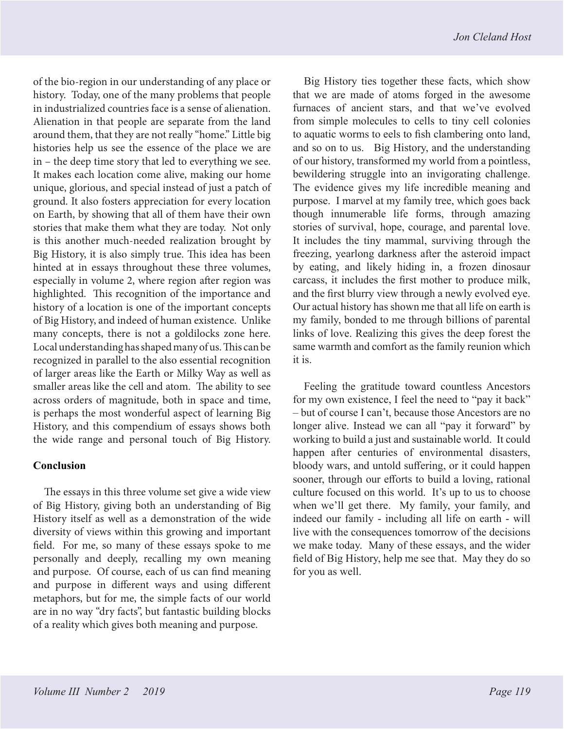of the bio-region in our understanding of any place or history. Today, one of the many problems that people in industrialized countries face is a sense of alienation. Alienation in that people are separate from the land around them, that they are not really "home." Little big histories help us see the essence of the place we are in – the deep time story that led to everything we see. It makes each location come alive, making our home unique, glorious, and special instead of just a patch of ground. It also fosters appreciation for every location on Earth, by showing that all of them have their own stories that make them what they are today. Not only is this another much-needed realization brought by Big History, it is also simply true. This idea has been hinted at in essays throughout these three volumes, especially in volume 2, where region after region was highlighted. This recognition of the importance and history of a location is one of the important concepts of Big History, and indeed of human existence. Unlike many concepts, there is not a goldilocks zone here. Local understanding has shaped many of us. This can be recognized in parallel to the also essential recognition of larger areas like the Earth or Milky Way as well as smaller areas like the cell and atom. The ability to see across orders of magnitude, both in space and time, is perhaps the most wonderful aspect of learning Big History, and this compendium of essays shows both the wide range and personal touch of Big History.

## Conclusion

The essays in this three volume set give a wide view of Big History, giving both an understanding of Big History itself as well as a demonstration of the wide diversity of views within this growing and important field. For me, so many of these essays spoke to me personally and deeply, recalling my own meaning and purpose. Of course, each of us can find meaning and purpose in different ways and using different metaphors, but for me, the simple facts of our world are in no way "dry facts", but fantastic building blocks of a reality which gives both meaning and purpose.

Big History ties together these facts, which show that we are made of atoms forged in the awesome furnaces of ancient stars, and that we've evolved from simple molecules to cells to tiny cell colonies to aquatic worms to eels to fish clambering onto land, and so on to us. Big History, and the understanding of our history, transformed my world from a pointless, bewildering struggle into an invigorating challenge. The evidence gives my life incredible meaning and purpose. I marvel at my family tree, which goes back though innumerable life forms, through amazing stories of survival, hope, courage, and parental love. It includes the tiny mammal, surviving through the freezing, yearlong darkness after the asteroid impact by eating, and likely hiding in, a frozen dinosaur carcass, it includes the first mother to produce milk, and the first blurry view through a newly evolved eye. Our actual history has shown me that all life on earth is my family, bonded to me through billions of parental links of love. Realizing this gives the deep forest the same warmth and comfort as the family reunion which it is.

Feeling the gratitude toward countless Ancestors for my own existence, I feel the need to "pay it back" – but of course I can't, because those Ancestors are no longer alive. Instead we can all "pay it forward" by working to build a just and sustainable world. It could happen after centuries of environmental disasters, bloody wars, and untold suffering, or it could happen sooner, through our efforts to build a loving, rational culture focused on this world. It's up to us to choose when we'll get there. My family, your family, and indeed our family - including all life on earth - will live with the consequences tomorrow of the decisions we make today. Many of these essays, and the wider field of Big History, help me see that. May they do so for you as well.